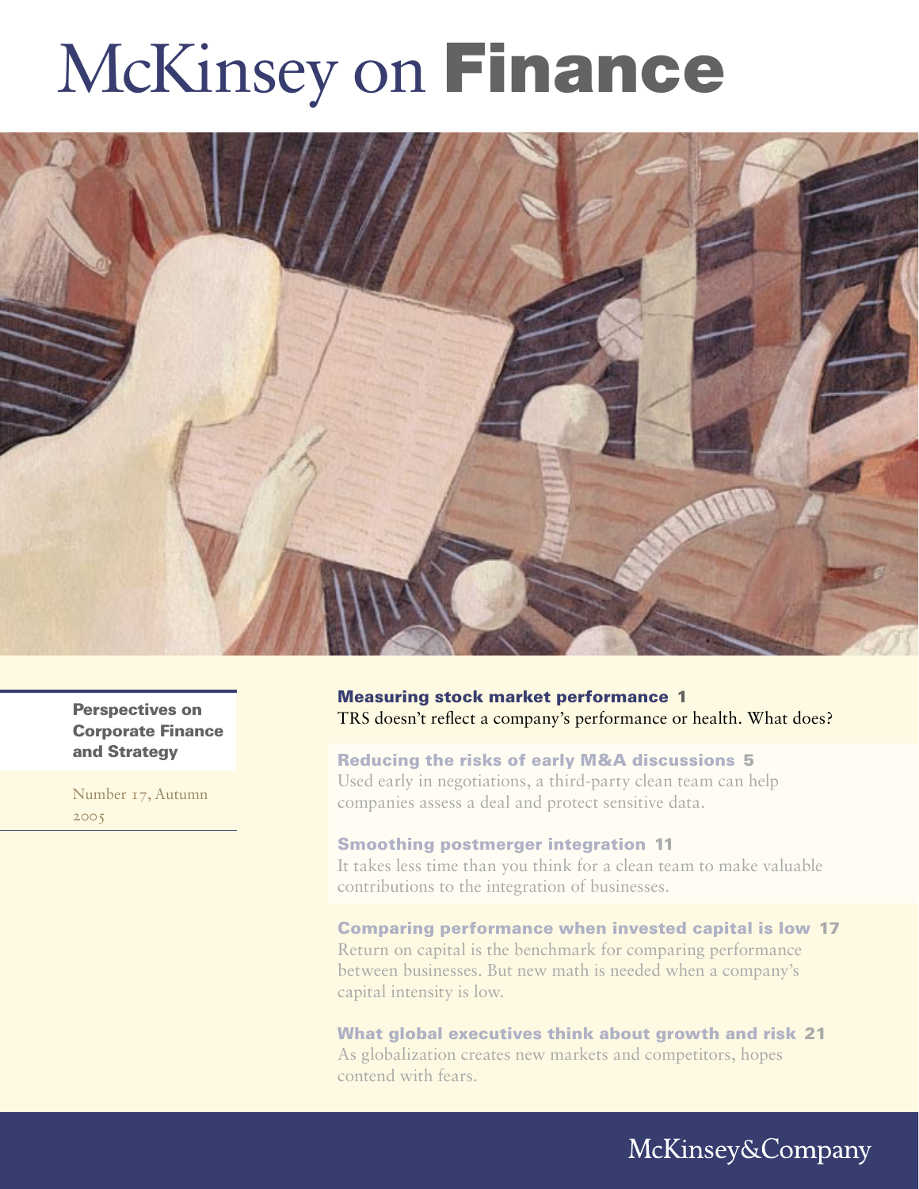# McKinsey on **Finance**

**Perspectives on Corporate Finance and Strategy**

Number 17, Autumn 2005

**Measuring stock market performance 1**
TRS doesn't reflect a company's performance or health. What does?

**Reducing the risks of early M&A discussions 5**
Used early in negotiations, a third-party clean team can help companies assess a deal and protect sensitive data.

**Smoothing postmerger integration 11**
It takes less time than you think for a clean team to make valuable contributions to the integration of businesses.

**Comparing performance when invested capital is low 17**
Return on capital is the benchmark for comparing performance between businesses. But new math is needed when a company's capital intensity is low.

**What global executives think about growth and risk 21**
As globalization creates new markets and competitors, hopes contend with fears.

McKinsey&Company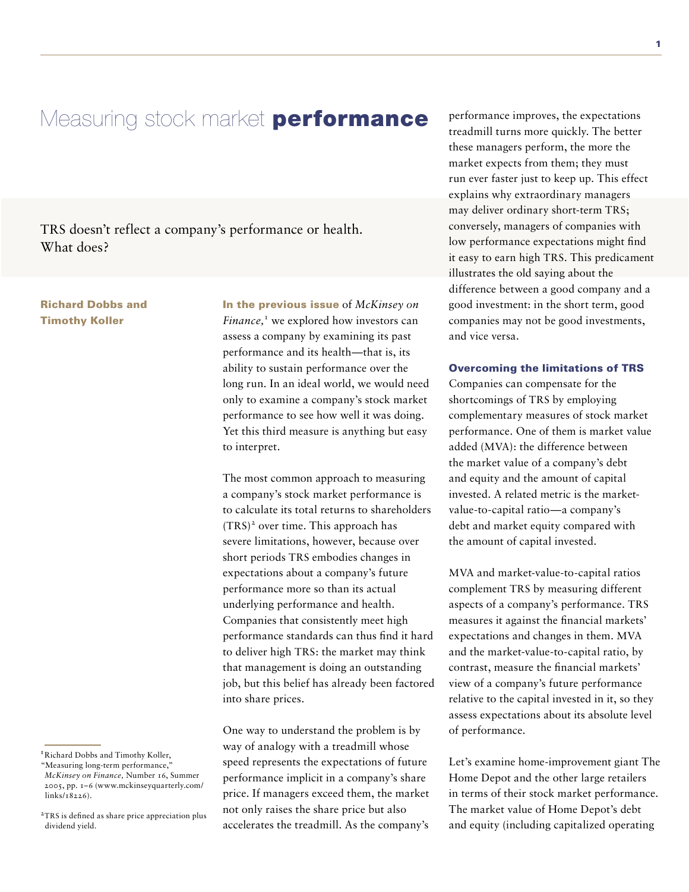# Measuring stock market **performance**

TRS doesn't reflect a company's performance or health. What does?

**Richard Dobbs and Timothy Koller**

**In the previous issue** of *McKinsey on Finance*,[1] we explored how investors can assess a company by examining its past performance and its health—that is, its ability to sustain performance over the long run. In an ideal world, we would need only to examine a company's stock market performance to see how well it was doing. Yet this third measure is anything but easy to interpret.

The most common approach to measuring a company's stock market performance is to calculate its total returns to shareholders (TRS)[2] over time. This approach has severe limitations, however, because over short periods TRS embodies changes in expectations about a company's future performance more so than its actual underlying performance and health. Companies that consistently meet high performance standards can thus find it hard to deliver high TRS: the market may think that management is doing an outstanding job, but this belief has already been factored into share prices.

One way to understand the problem is by way of analogy with a treadmill whose speed represents the expectations of future performance implicit in a company's share price. If managers exceed them, the market not only raises the share price but also accelerates the treadmill. As the company's performance improves, the expectations treadmill turns more quickly. The better these managers perform, the more the market expects from them; they must run ever faster just to keep up. This effect explains why extraordinary managers may deliver ordinary short-term TRS; conversely, managers of companies with low performance expectations might find it easy to earn high TRS. This predicament illustrates the old saying about the difference between a good company and a good investment: in the short term, good companies may not be good investments, and vice versa.

## Overcoming the limitations of TRS

Companies can compensate for the shortcomings of TRS by employing complementary measures of stock market performance. One of them is market value added (MVA): the difference between the market value of a company's debt and equity and the amount of capital invested. A related metric is the market-value-to-capital ratio—a company's debt and market equity compared with the amount of capital invested.

MVA and market-value-to-capital ratios complement TRS by measuring different aspects of a company's performance. TRS measures it against the financial markets' expectations and changes in them. MVA and the market-value-to-capital ratio, by contrast, measure the financial markets' view of a company's future performance relative to the capital invested in it, so they assess expectations about its absolute level of performance.

Let's examine home-improvement giant The Home Depot and the other large retailers in terms of their stock market performance. The market value of Home Depot's debt and equity (including capitalized operating

---

[1] Richard Dobbs and Timothy Koller, "Measuring long-term performance," *McKinsey on Finance*, Number 16, Summer 2005, pp. 1–6 (www.mckinseyquarterly.com/links/18226).

[2] TRS is defined as share price appreciation plus dividend yield.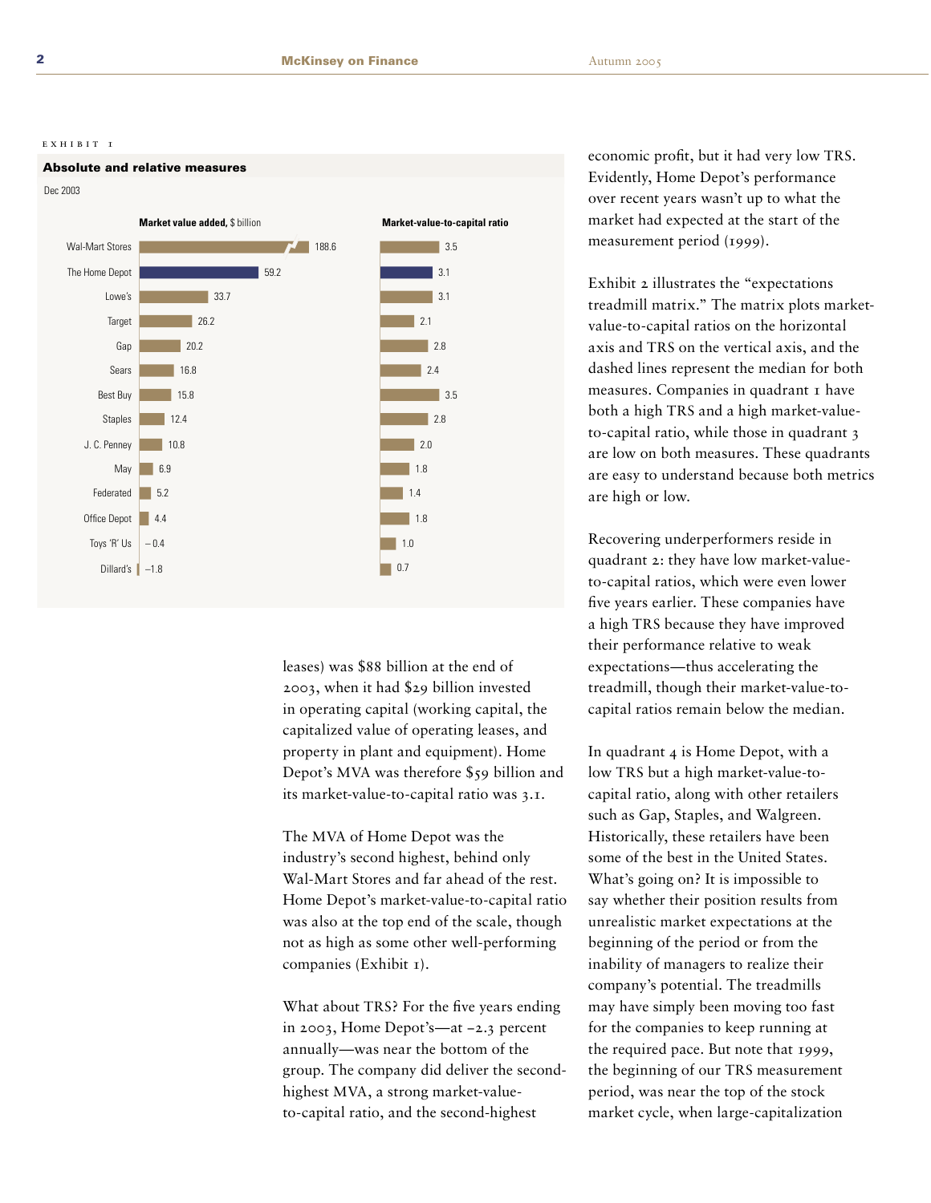EXHIBIT 1

**Absolute and relative measures**

Dec 2003

| Company | Market value added, $ billion | Market-value-to-capital ratio |
|---|---|---|
| Wal-Mart Stores | 188.6 | 3.5 |
| The Home Depot | 59.2 | 3.1 |
| Lowe's | 33.7 | 3.1 |
| Target | 26.2 | 2.1 |
| Gap | 20.2 | 2.8 |
| Sears | 16.8 | 2.4 |
| Best Buy | 15.8 | 3.5 |
| Staples | 12.4 | 2.8 |
| J. C. Penney | 10.8 | 2.0 |
| May | 6.9 | 1.8 |
| Federated | 5.2 | 1.4 |
| Office Depot | 4.4 | 1.8 |
| Toys 'R' Us | –0.4 | 1.0 |
| Dillard's | –1.8 | 0.7 |

leases) was $88 billion at the end of 2003, when it had $29 billion invested in operating capital (working capital, the capitalized value of operating leases, and property in plant and equipment). Home Depot's MVA was therefore $59 billion and its market-value-to-capital ratio was 3.1.

The MVA of Home Depot was the industry's second highest, behind only Wal-Mart Stores and far ahead of the rest. Home Depot's market-value-to-capital ratio was also at the top end of the scale, though not as high as some other well-performing companies (Exhibit 1).

What about TRS? For the five years ending in 2003, Home Depot's—at –2.3 percent annually—was near the bottom of the group. The company did deliver the second-highest MVA, a strong market-value-to-capital ratio, and the second-highest economic profit, but it had very low TRS. Evidently, Home Depot's performance over recent years wasn't up to what the market had expected at the start of the measurement period (1999).

Exhibit 2 illustrates the "expectations treadmill matrix." The matrix plots market-value-to-capital ratios on the horizontal axis and TRS on the vertical axis, and the dashed lines represent the median for both measures. Companies in quadrant 1 have both a high TRS and a high market-value-to-capital ratio, while those in quadrant 3 are low on both measures. These quadrants are easy to understand because both metrics are high or low.

Recovering underperformers reside in quadrant 2: they have low market-value-to-capital ratios, which were even lower five years earlier. These companies have a high TRS because they have improved their performance relative to weak expectations—thus accelerating the treadmill, though their market-value-to-capital ratios remain below the median.

In quadrant 4 is Home Depot, with a low TRS but a high market-value-to-capital ratio, along with other retailers such as Gap, Staples, and Walgreen. Historically, these retailers have been some of the best in the United States. What's going on? It is impossible to say whether their position results from unrealistic market expectations at the beginning of the period or from the inability of managers to realize their company's potential. The treadmills may have simply been moving too fast for the companies to keep running at the required pace. But note that 1999, the beginning of our TRS measurement period, was near the top of the stock market cycle, when large-capitalization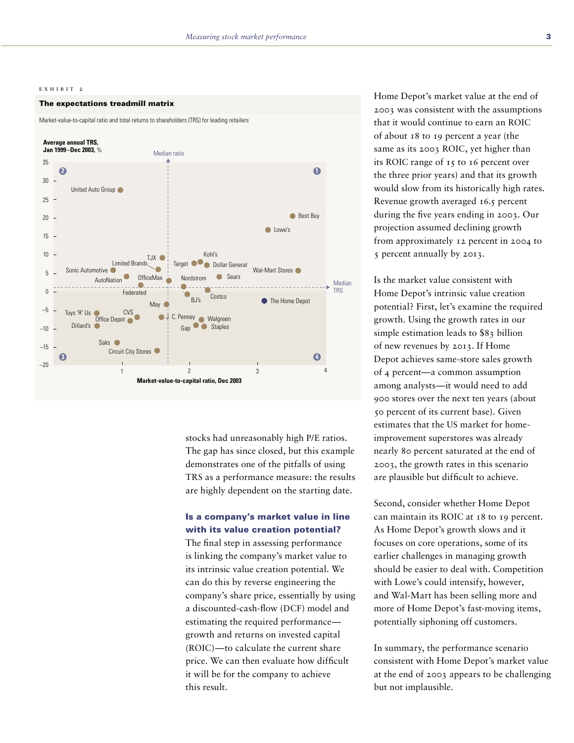EXHIBIT 2

**The expectations treadmill matrix**

Market-value-to-capital ratio and total returns to shareholders (TRS) for leading retailers

Average annual TRS, Jan 1999–Dec 2003, %

Median ratio

Median TRS

Market-value-to-capital ratio, Dec 2003

| Quadrant | Retailers |
| --- | --- |
| 1 | Best Buy, Lowe's, Kohl's, Target, Dollar General, Wal-Mart Stores, Nordstrom, Sears |
| 2 | United Auto Group, TJX, Limited Brands, Sonic Automotive, AutoNation, OfficeMax |
| 3 | Federated, May, Toys 'R' Us, CVS, Office Depot, Dillard's, Saks, Circuit City Stores |
| 4 | BJ's, Costco, The Home Depot, J. C. Penney, Walgreen, Gap, Staples |

stocks had unreasonably high P/E ratios. The gap has since closed, but this example demonstrates one of the pitfalls of using TRS as a performance measure: the results are highly dependent on the starting date.

### Is a company's market value in line with its value creation potential?

The final step in assessing performance is linking the company's market value to its intrinsic value creation potential. We can do this by reverse engineering the company's share price, essentially by using a discounted-cash-flow (DCF) model and estimating the required performance—growth and returns on invested capital (ROIC)—to calculate the current share price. We can then evaluate how difficult it will be for the company to achieve this result.

Home Depot's market value at the end of 2003 was consistent with the assumptions that it would continue to earn an ROIC of about 18 to 19 percent a year (the same as its 2003 ROIC, yet higher than its ROIC range of 15 to 16 percent over the three prior years) and that its growth would slow from its historically high rates. Revenue growth averaged 16.5 percent during the five years ending in 2003. Our projection assumed declining growth from approximately 12 percent in 2004 to 5 percent annually by 2013.

Is the market value consistent with Home Depot's intrinsic value creation potential? First, let's examine the required growth. Using the growth rates in our simple estimation leads to $83 billion of new revenues by 2013. If Home Depot achieves same-store sales growth of 4 percent—a common assumption among analysts—it would need to add 900 stores over the next ten years (about 50 percent of its current base). Given estimates that the US market for home-improvement superstores was already nearly 80 percent saturated at the end of 2003, the growth rates in this scenario are plausible but difficult to achieve.

Second, consider whether Home Depot can maintain its ROIC at 18 to 19 percent. As Home Depot's growth slows and it focuses on core operations, some of its earlier challenges in managing growth should be easier to deal with. Competition with Lowe's could intensify, however, and Wal-Mart has been selling more and more of Home Depot's fast-moving items, potentially siphoning off customers.

In summary, the performance scenario consistent with Home Depot's market value at the end of 2003 appears to be challenging but not implausible.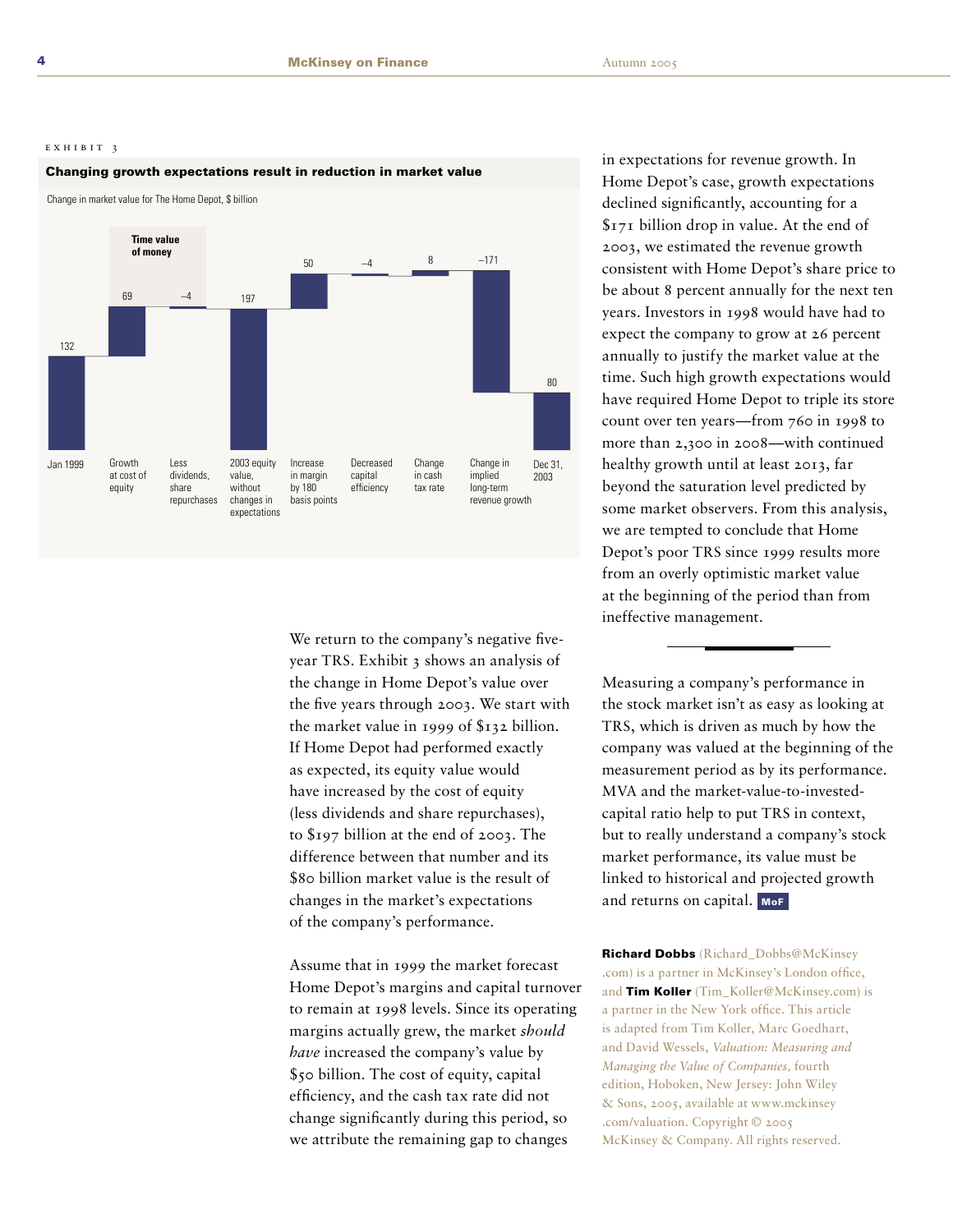EXHIBIT 3

**Changing growth expectations result in reduction in market value**

Change in market value for The Home Depot, $ billion

| | Value |
|---|---|
| Jan 1999 | 132 |
| Growth at cost of equity (Time value of money) | 69 |
| Less dividends, share repurchases (Time value of money) | –4 |
| 2003 equity value, without changes in expectations | 197 |
| Increase in margin by 180 basis points | 50 |
| Decreased capital efficiency | –4 |
| Change in cash tax rate | 8 |
| Change in implied long-term revenue growth | –171 |
| Dec 31, 2003 | 80 |

We return to the company's negative five-year TRS. Exhibit 3 shows an analysis of the change in Home Depot's value over the five years through 2003. We start with the market value in 1999 of $132 billion. If Home Depot had performed exactly as expected, its equity value would have increased by the cost of equity (less dividends and share repurchases), to $197 billion at the end of 2003. The difference between that number and its $80 billion market value is the result of changes in the market's expectations of the company's performance.

Assume that in 1999 the market forecast Home Depot's margins and capital turnover to remain at 1998 levels. Since its operating margins actually grew, the market *should have* increased the company's value by $50 billion. The cost of equity, capital efficiency, and the cash tax rate did not change significantly during this period, so we attribute the remaining gap to changes in expectations for revenue growth. In Home Depot's case, growth expectations declined significantly, accounting for a $171 billion drop in value. At the end of 2003, we estimated the revenue growth consistent with Home Depot's share price to be about 8 percent annually for the next ten years. Investors in 1998 would have had to expect the company to grow at 26 percent annually to justify the market value at the time. Such high growth expectations would have required Home Depot to triple its store count over ten years—from 760 in 1998 to more than 2,300 in 2008—with continued healthy growth until at least 2013, far beyond the saturation level predicted by some market observers. From this analysis, we are tempted to conclude that Home Depot's poor TRS since 1999 results more from an overly optimistic market value at the beginning of the period than from ineffective management.

---

Measuring a company's performance in the stock market isn't as easy as looking at TRS, which is driven as much by how the company was valued at the beginning of the measurement period as by its performance. MVA and the market-value-to-invested-capital ratio help to put TRS in context, but to really understand a company's stock market performance, its value must be linked to historical and projected growth and returns on capital. **MoF**

**Richard Dobbs** (Richard_Dobbs@McKinsey.com) is a partner in McKinsey's London office, and **Tim Koller** (Tim_Koller@McKinsey.com) is a partner in the New York office. This article is adapted from Tim Koller, Marc Goedhart, and David Wessels, *Valuation: Measuring and Managing the Value of Companies,* fourth edition, Hoboken, New Jersey: John Wiley & Sons, 2005, available at www.mckinsey.com/valuation. Copyright © 2005 McKinsey & Company. All rights reserved.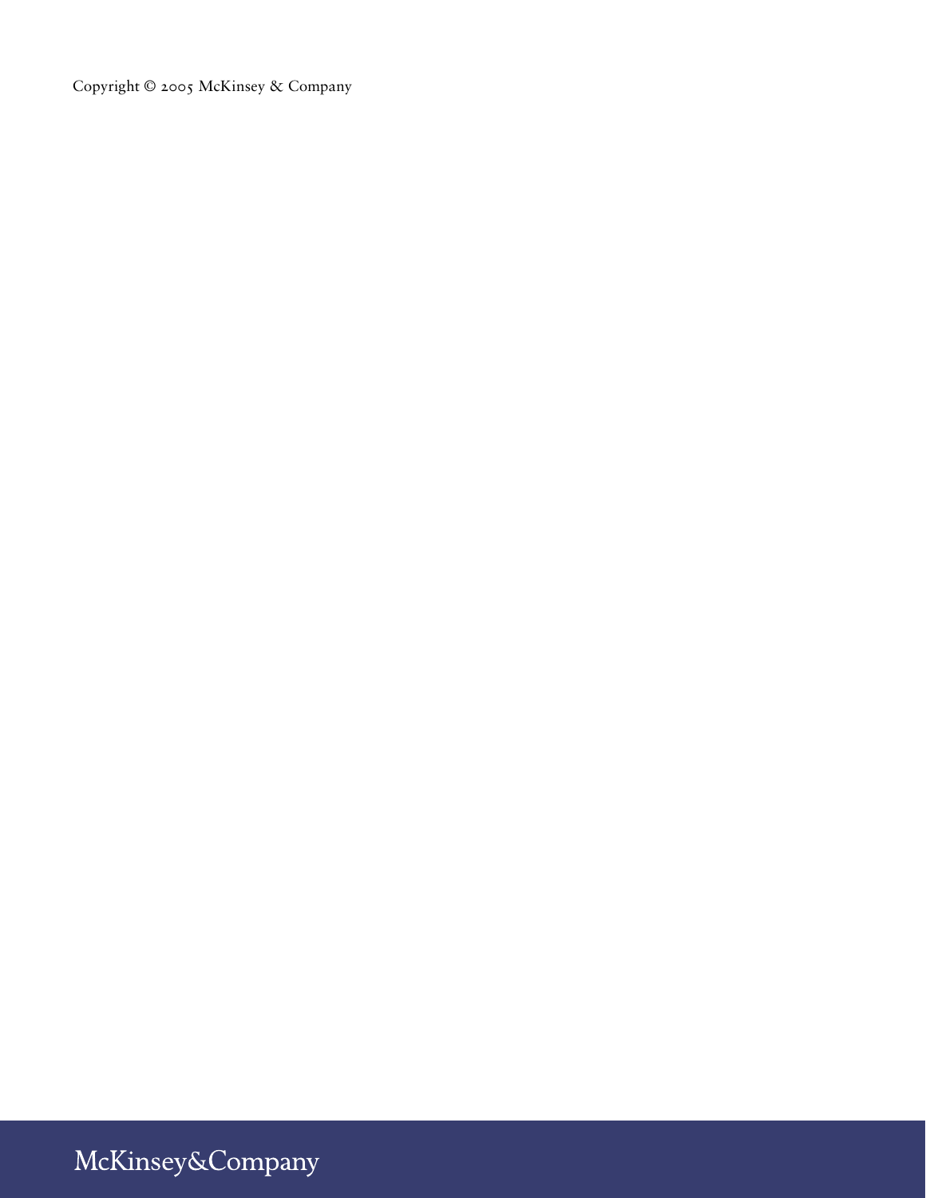Copyright © 2005 McKinsey & Company

McKinsey&Company